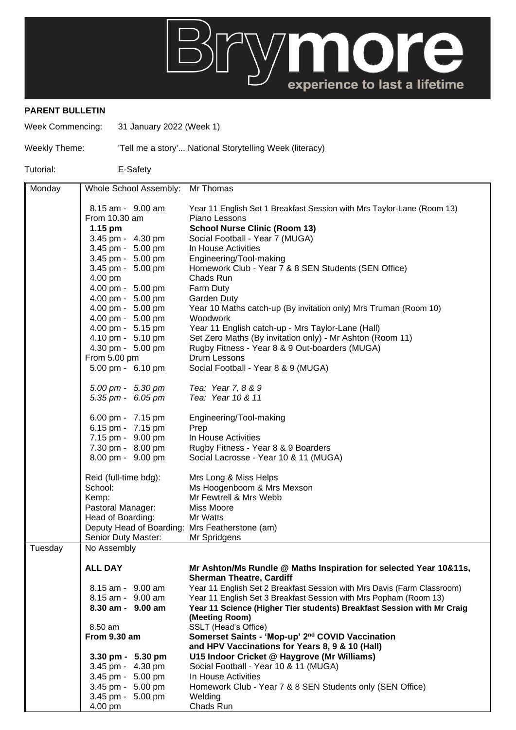# Brymore

experience to last a lifetime

**PARENT BULLETIN**

Week Commencing: 31 January 2022 (Week 1)

Weekly Theme: 'Tell me a story'... National Storytelling Week (literacy)

Tutorial: E-Safety

| Day | Time | Activity |
|---|---|---|
| Monday | Whole School Assembly: | Mr Thomas |
| | 8.15 am - 9.00 am | Year 11 English Set 1 Breakfast Session with Mrs Taylor-Lane (Room 13) |
| | From 10.30 am | Piano Lessons |
| | **1.15 pm** | **School Nurse Clinic (Room 13)** |
| | 3.45 pm - 4.30 pm | Social Football - Year 7 (MUGA) |
| | 3.45 pm - 5.00 pm | In House Activities |
| | 3.45 pm - 5.00 pm | Engineering/Tool-making |
| | 3.45 pm - 5.00 pm | Homework Club - Year 7 & 8 SEN Students (SEN Office) |
| | 4.00 pm | Chads Run |
| | 4.00 pm - 5.00 pm | Farm Duty |
| | 4.00 pm - 5.00 pm | Garden Duty |
| | 4.00 pm - 5.00 pm | Year 10 Maths catch-up (By invitation only) Mrs Truman (Room 10) |
| | 4.00 pm - 5.00 pm | Woodwork |
| | 4.00 pm - 5.15 pm | Year 11 English catch-up - Mrs Taylor-Lane (Hall) |
| | 4.10 pm - 5.10 pm | Set Zero Maths (By invitation only) - Mr Ashton (Room 11) |
| | 4.30 pm - 5.00 pm | Rugby Fitness - Year 8 & 9 Out-boarders (MUGA) |
| | From 5.00 pm | Drum Lessons |
| | 5.00 pm - 6.10 pm | Social Football - Year 8 & 9 (MUGA) |
| | *5.00 pm - 5.30 pm* | *Tea: Year 7, 8 & 9* |
| | *5.35 pm - 6.05 pm* | *Tea: Year 10 & 11* |
| | 6.00 pm - 7.15 pm | Engineering/Tool-making |
| | 6.15 pm - 7.15 pm | Prep |
| | 7.15 pm - 9.00 pm | In House Activities |
| | 7.30 pm - 8.00 pm | Rugby Fitness - Year 8 & 9 Boarders |
| | 8.00 pm - 9.00 pm | Social Lacrosse - Year 10 & 11 (MUGA) |
| | Reid (full-time bdg): | Mrs Long & Miss Helps |
| | School: | Ms Hoogenboom & Mrs Mexson |
| | Kemp: | Mr Fewtrell & Mrs Webb |
| | Pastoral Manager: | Miss Moore |
| | Head of Boarding: | Mr Watts |
| | Deputy Head of Boarding: | Mrs Featherstone (am) |
| | Senior Duty Master: | Mr Spridgens |
| Tuesday | No Assembly | |
| | **ALL DAY** | **Mr Ashton/Ms Rundle @ Maths Inspiration for selected Year 10&11s, Sherman Theatre, Cardiff** |
| | 8.15 am - 9.00 am | Year 11 English Set 2 Breakfast Session with Mrs Davis (Farm Classroom) |
| | 8.15 am - 9.00 am | Year 11 English Set 3 Breakfast Session with Mrs Popham (Room 13) |
| | **8.30 am - 9.00 am** | **Year 11 Science (Higher Tier students) Breakfast Session with Mr Craig (Meeting Room)** |
| | 8.50 am | SSLT (Head's Office) |
| | **From 9.30 am** | **Somerset Saints - 'Mop-up' 2nd COVID Vaccination and HPV Vaccinations for Years 8, 9 & 10 (Hall)** |
| | **3.30 pm - 5.30 pm** | **U15 Indoor Cricket @ Haygrove (Mr Williams)** |
| | 3.45 pm - 4.30 pm | Social Football - Year 10 & 11 (MUGA) |
| | 3.45 pm - 5.00 pm | In House Activities |
| | 3.45 pm - 5.00 pm | Homework Club - Year 7 & 8 SEN Students only (SEN Office) |
| | 3.45 pm - 5.00 pm | Welding |
| | 4.00 pm | Chads Run |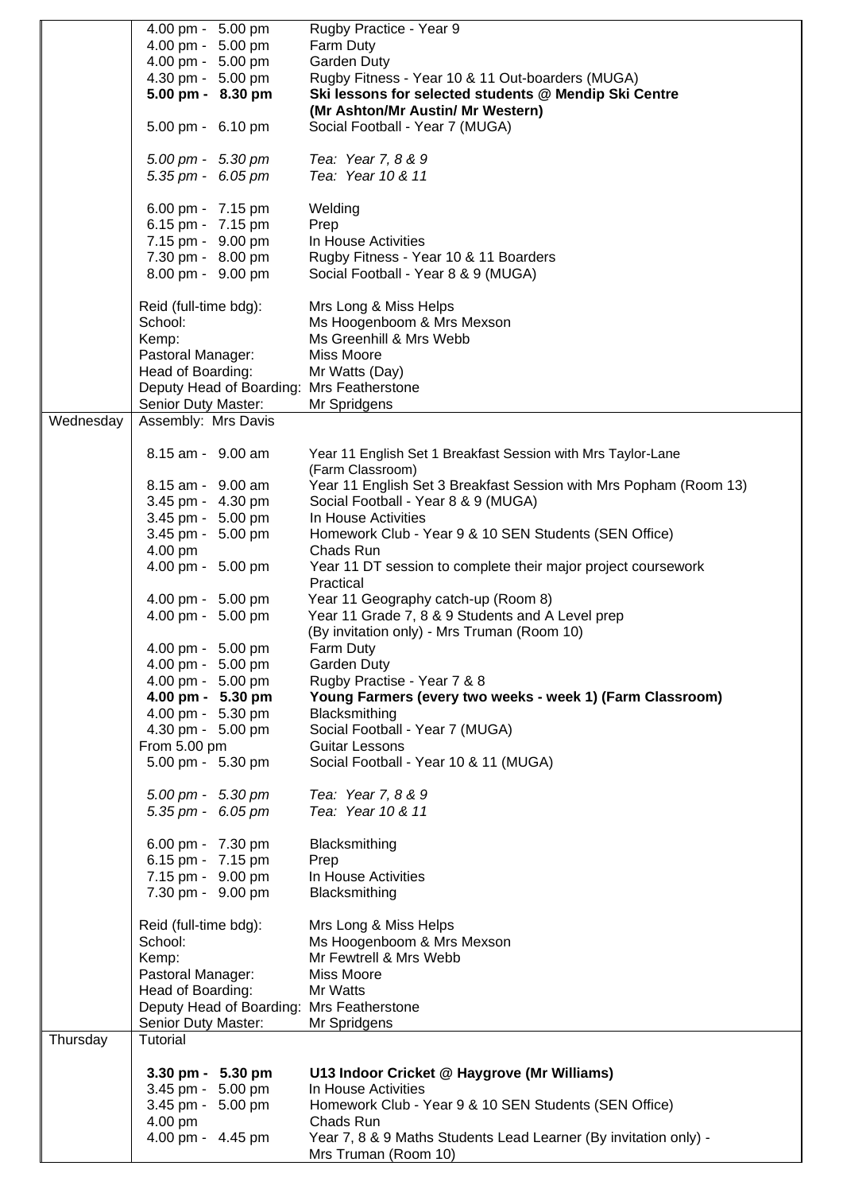| | | |
|---|---|---|
| | 4.00 pm - 5.00 pm | Rugby Practice - Year 9 |
| | 4.00 pm - 5.00 pm | Farm Duty |
| | 4.00 pm - 5.00 pm | Garden Duty |
| | 4.30 pm - 5.00 pm | Rugby Fitness - Year 10 & 11 Out-boarders (MUGA) |
| | **5.00 pm - 8.30 pm** | **Ski lessons for selected students @ Mendip Ski Centre (Mr Ashton/Mr Austin/ Mr Western)** |
| | 5.00 pm - 6.10 pm | Social Football - Year 7 (MUGA) |
| | *5.00 pm - 5.30 pm* | *Tea: Year 7, 8 & 9* |
| | *5.35 pm - 6.05 pm* | *Tea: Year 10 & 11* |
| | 6.00 pm - 7.15 pm | Welding |
| | 6.15 pm - 7.15 pm | Prep |
| | 7.15 pm - 9.00 pm | In House Activities |
| | 7.30 pm - 8.00 pm | Rugby Fitness - Year 10 & 11 Boarders |
| | 8.00 pm - 9.00 pm | Social Football - Year 8 & 9 (MUGA) |
| | Reid (full-time bdg): | Mrs Long & Miss Helps |
| | School: | Ms Hoogenboom & Mrs Mexson |
| | Kemp: | Ms Greenhill & Mrs Webb |
| | Pastoral Manager: | Miss Moore |
| | Head of Boarding: | Mr Watts (Day) |
| | Deputy Head of Boarding: | Mrs Featherstone |
| | Senior Duty Master: | Mr Spridgens |
| Wednesday | Assembly: Mrs Davis | |
| | 8.15 am - 9.00 am | Year 11 English Set 1 Breakfast Session with Mrs Taylor-Lane (Farm Classroom) |
| | 8.15 am - 9.00 am | Year 11 English Set 3 Breakfast Session with Mrs Popham (Room 13) |
| | 3.45 pm - 4.30 pm | Social Football - Year 8 & 9 (MUGA) |
| | 3.45 pm - 5.00 pm | In House Activities |
| | 3.45 pm - 5.00 pm | Homework Club - Year 9 & 10 SEN Students (SEN Office) |
| | 4.00 pm | Chads Run |
| | 4.00 pm - 5.00 pm | Year 11 DT session to complete their major project coursework Practical |
| | 4.00 pm - 5.00 pm | Year 11 Geography catch-up (Room 8) |
| | 4.00 pm - 5.00 pm | Year 11 Grade 7, 8 & 9 Students and A Level prep (By invitation only) - Mrs Truman (Room 10) |
| | 4.00 pm - 5.00 pm | Farm Duty |
| | 4.00 pm - 5.00 pm | Garden Duty |
| | 4.00 pm - 5.00 pm | Rugby Practise - Year 7 & 8 |
| | **4.00 pm - 5.30 pm** | **Young Farmers (every two weeks - week 1) (Farm Classroom)** |
| | 4.00 pm - 5.30 pm | Blacksmithing |
| | 4.30 pm - 5.00 pm | Social Football - Year 7 (MUGA) |
| | From 5.00 pm | Guitar Lessons |
| | 5.00 pm - 5.30 pm | Social Football - Year 10 & 11 (MUGA) |
| | *5.00 pm - 5.30 pm* | *Tea: Year 7, 8 & 9* |
| | *5.35 pm - 6.05 pm* | *Tea: Year 10 & 11* |
| | 6.00 pm - 7.30 pm | Blacksmithing |
| | 6.15 pm - 7.15 pm | Prep |
| | 7.15 pm - 9.00 pm | In House Activities |
| | 7.30 pm - 9.00 pm | Blacksmithing |
| | Reid (full-time bdg): | Mrs Long & Miss Helps |
| | School: | Ms Hoogenboom & Mrs Mexson |
| | Kemp: | Mr Fewtrell & Mrs Webb |
| | Pastoral Manager: | Miss Moore |
| | Head of Boarding: | Mr Watts |
| | Deputy Head of Boarding: | Mrs Featherstone |
| | Senior Duty Master: | Mr Spridgens |
| Thursday | Tutorial | |
| | **3.30 pm - 5.30 pm** | **U13 Indoor Cricket @ Haygrove (Mr Williams)** |
| | 3.45 pm - 5.00 pm | In House Activities |
| | 3.45 pm - 5.00 pm | Homework Club - Year 9 & 10 SEN Students (SEN Office) |
| | 4.00 pm | Chads Run |
| | 4.00 pm - 4.45 pm | Year 7, 8 & 9 Maths Students Lead Learner (By invitation only) - Mrs Truman (Room 10) |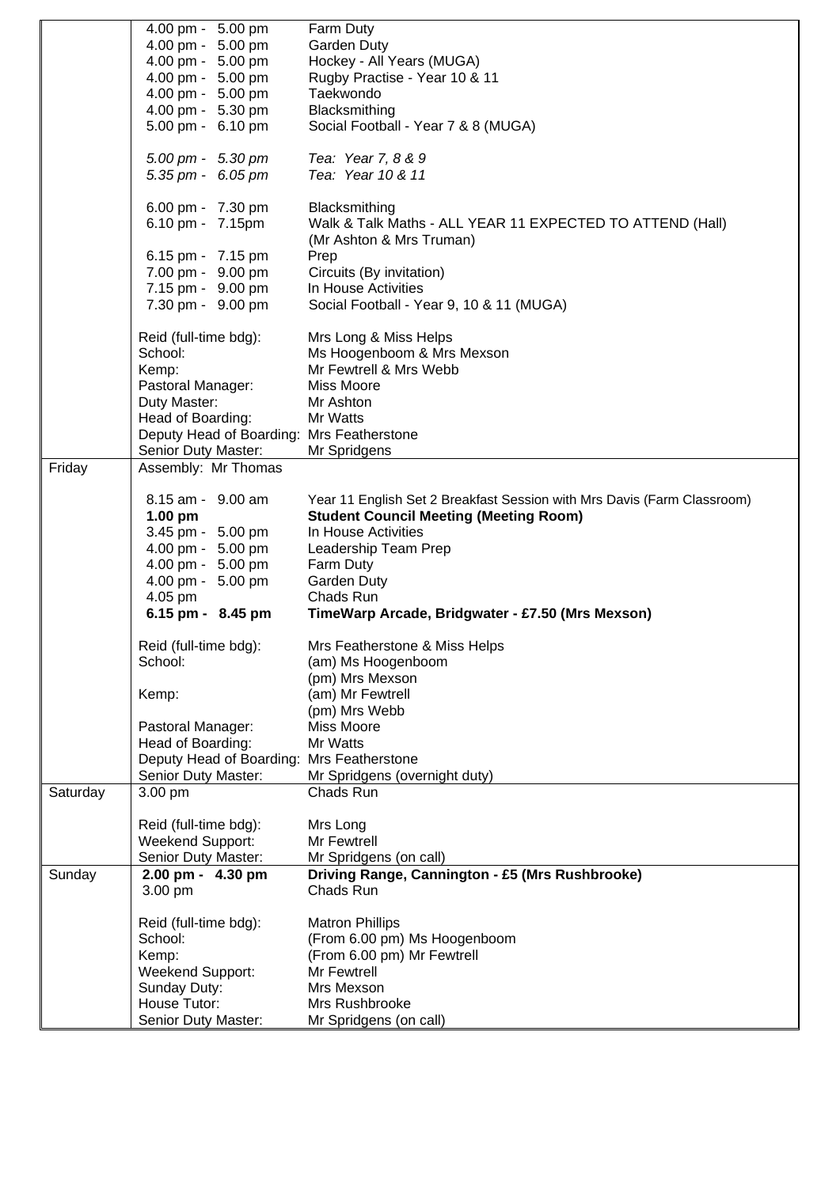| | | |
|---|---|---|
| | 4.00 pm - 5.00 pm | Farm Duty |
| | 4.00 pm - 5.00 pm | Garden Duty |
| | 4.00 pm - 5.00 pm | Hockey - All Years (MUGA) |
| | 4.00 pm - 5.00 pm | Rugby Practise - Year 10 & 11 |
| | 4.00 pm - 5.00 pm | Taekwondo |
| | 4.00 pm - 5.30 pm | Blacksmithing |
| | 5.00 pm - 6.10 pm | Social Football - Year 7 & 8 (MUGA) |
| | *5.00 pm - 5.30 pm* | *Tea: Year 7, 8 & 9* |
| | *5.35 pm - 6.05 pm* | *Tea: Year 10 & 11* |
| | 6.00 pm - 7.30 pm | Blacksmithing |
| | 6.10 pm - 7.15pm | Walk & Talk Maths - ALL YEAR 11 EXPECTED TO ATTEND (Hall) (Mr Ashton & Mrs Truman) |
| | 6.15 pm - 7.15 pm | Prep |
| | 7.00 pm - 9.00 pm | Circuits (By invitation) |
| | 7.15 pm - 9.00 pm | In House Activities |
| | 7.30 pm - 9.00 pm | Social Football - Year 9, 10 & 11 (MUGA) |
| | Reid (full-time bdg): | Mrs Long & Miss Helps |
| | School: | Ms Hoogenboom & Mrs Mexson |
| | Kemp: | Mr Fewtrell & Mrs Webb |
| | Pastoral Manager: | Miss Moore |
| | Duty Master: | Mr Ashton |
| | Head of Boarding: | Mr Watts |
| | Deputy Head of Boarding: | Mrs Featherstone |
| | Senior Duty Master: | Mr Spridgens |
| Friday | Assembly: Mr Thomas | |
| | 8.15 am - 9.00 am | Year 11 English Set 2 Breakfast Session with Mrs Davis (Farm Classroom) |
| | **1.00 pm** | **Student Council Meeting (Meeting Room)** |
| | 3.45 pm - 5.00 pm | In House Activities |
| | 4.00 pm - 5.00 pm | Leadership Team Prep |
| | 4.00 pm - 5.00 pm | Farm Duty |
| | 4.00 pm - 5.00 pm | Garden Duty |
| | 4.05 pm | Chads Run |
| | **6.15 pm - 8.45 pm** | **TimeWarp Arcade, Bridgwater - £7.50 (Mrs Mexson)** |
| | Reid (full-time bdg): | Mrs Featherstone & Miss Helps |
| | School: | (am) Ms Hoogenboom<br>(pm) Mrs Mexson |
| | Kemp: | (am) Mr Fewtrell<br>(pm) Mrs Webb |
| | Pastoral Manager: | Miss Moore |
| | Head of Boarding: | Mr Watts |
| | Deputy Head of Boarding: | Mrs Featherstone |
| | Senior Duty Master: | Mr Spridgens (overnight duty) |
| Saturday | 3.00 pm | Chads Run |
| | Reid (full-time bdg): | Mrs Long |
| | Weekend Support: | Mr Fewtrell |
| | Senior Duty Master: | Mr Spridgens (on call) |
| Sunday | **2.00 pm - 4.30 pm** | **Driving Range, Cannington - £5 (Mrs Rushbrooke)** |
| | 3.00 pm | Chads Run |
| | Reid (full-time bdg): | Matron Phillips |
| | School: | (From 6.00 pm) Ms Hoogenboom |
| | Kemp: | (From 6.00 pm) Mr Fewtrell |
| | Weekend Support: | Mr Fewtrell |
| | Sunday Duty: | Mrs Mexson |
| | House Tutor: | Mrs Rushbrooke |
| | Senior Duty Master: | Mr Spridgens (on call) |